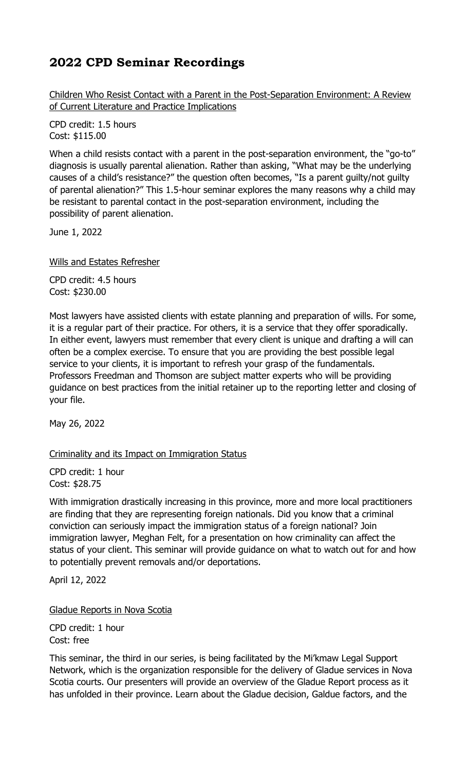# 2022 CPD Seminar Recordings

Children Who Resist Contact with a Parent in the Post-Separation Environment: A Review of Current Literature and Practice Implications

CPD credit: 1.5 hours
Cost: $115.00

When a child resists contact with a parent in the post-separation environment, the "go-to" diagnosis is usually parental alienation. Rather than asking, "What may be the underlying causes of a child's resistance?" the question often becomes, "Is a parent guilty/not guilty of parental alienation?" This 1.5-hour seminar explores the many reasons why a child may be resistant to parental contact in the post-separation environment, including the possibility of parent alienation.

June 1, 2022

Wills and Estates Refresher

CPD credit: 4.5 hours
Cost: $230.00

Most lawyers have assisted clients with estate planning and preparation of wills. For some, it is a regular part of their practice. For others, it is a service that they offer sporadically. In either event, lawyers must remember that every client is unique and drafting a will can often be a complex exercise. To ensure that you are providing the best possible legal service to your clients, it is important to refresh your grasp of the fundamentals. Professors Freedman and Thomson are subject matter experts who will be providing guidance on best practices from the initial retainer up to the reporting letter and closing of your file.

May 26, 2022

Criminality and its Impact on Immigration Status

CPD credit: 1 hour
Cost: $28.75

With immigration drastically increasing in this province, more and more local practitioners are finding that they are representing foreign nationals. Did you know that a criminal conviction can seriously impact the immigration status of a foreign national? Join immigration lawyer, Meghan Felt, for a presentation on how criminality can affect the status of your client. This seminar will provide guidance on what to watch out for and how to potentially prevent removals and/or deportations.

April 12, 2022

Gladue Reports in Nova Scotia

CPD credit: 1 hour
Cost: free

This seminar, the third in our series, is being facilitated by the Mi'kmaw Legal Support Network, which is the organization responsible for the delivery of Gladue services in Nova Scotia courts. Our presenters will provide an overview of the Gladue Report process as it has unfolded in their province. Learn about the Gladue decision, Galdue factors, and the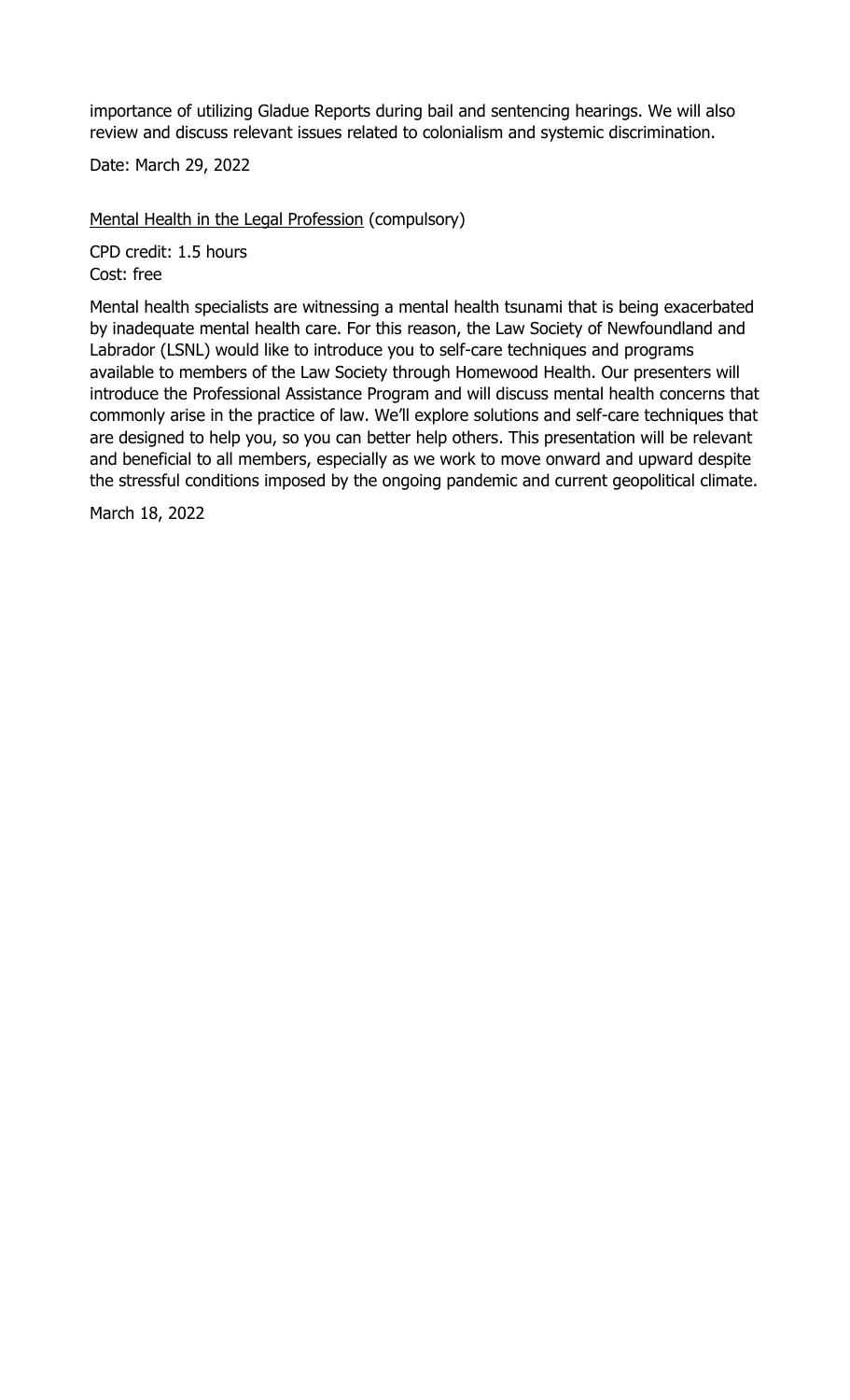importance of utilizing Gladue Reports during bail and sentencing hearings. We will also review and discuss relevant issues related to colonialism and systemic discrimination.

Date: March 29, 2022

<u>Mental Health in the Legal Profession</u> (compulsory)

CPD credit: 1.5 hours
Cost: free

Mental health specialists are witnessing a mental health tsunami that is being exacerbated by inadequate mental health care. For this reason, the Law Society of Newfoundland and Labrador (LSNL) would like to introduce you to self-care techniques and programs available to members of the Law Society through Homewood Health. Our presenters will introduce the Professional Assistance Program and will discuss mental health concerns that commonly arise in the practice of law. We'll explore solutions and self-care techniques that are designed to help you, so you can better help others. This presentation will be relevant and beneficial to all members, especially as we work to move onward and upward despite the stressful conditions imposed by the ongoing pandemic and current geopolitical climate.

March 18, 2022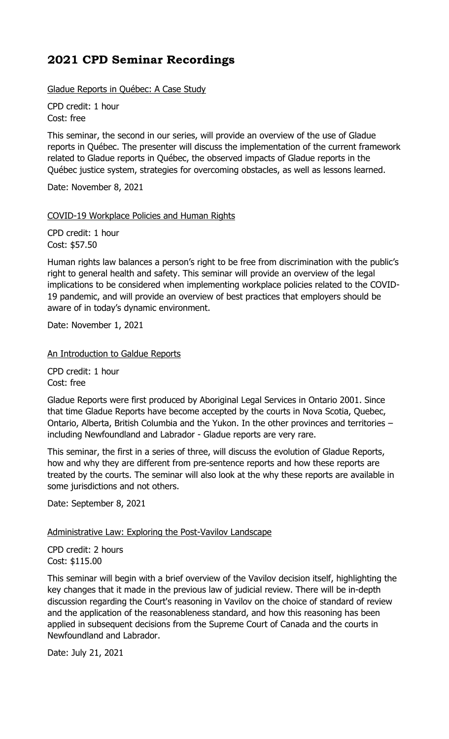# 2021 CPD Seminar Recordings

Gladue Reports in Québec: A Case Study

CPD credit: 1 hour
Cost: free

This seminar, the second in our series, will provide an overview of the use of Gladue reports in Québec. The presenter will discuss the implementation of the current framework related to Gladue reports in Québec, the observed impacts of Gladue reports in the Québec justice system, strategies for overcoming obstacles, as well as lessons learned.

Date: November 8, 2021

COVID-19 Workplace Policies and Human Rights

CPD credit: 1 hour
Cost: $57.50

Human rights law balances a person's right to be free from discrimination with the public's right to general health and safety. This seminar will provide an overview of the legal implications to be considered when implementing workplace policies related to the COVID-19 pandemic, and will provide an overview of best practices that employers should be aware of in today's dynamic environment.

Date: November 1, 2021

An Introduction to Galdue Reports

CPD credit: 1 hour
Cost: free

Gladue Reports were first produced by Aboriginal Legal Services in Ontario 2001. Since that time Gladue Reports have become accepted by the courts in Nova Scotia, Quebec, Ontario, Alberta, British Columbia and the Yukon. In the other provinces and territories – including Newfoundland and Labrador - Gladue reports are very rare.

This seminar, the first in a series of three, will discuss the evolution of Gladue Reports, how and why they are different from pre-sentence reports and how these reports are treated by the courts. The seminar will also look at the why these reports are available in some jurisdictions and not others.

Date: September 8, 2021

Administrative Law: Exploring the Post-Vavilov Landscape

CPD credit: 2 hours
Cost: $115.00

This seminar will begin with a brief overview of the Vavilov decision itself, highlighting the key changes that it made in the previous law of judicial review. There will be in-depth discussion regarding the Court's reasoning in Vavilov on the choice of standard of review and the application of the reasonableness standard, and how this reasoning has been applied in subsequent decisions from the Supreme Court of Canada and the courts in Newfoundland and Labrador.

Date: July 21, 2021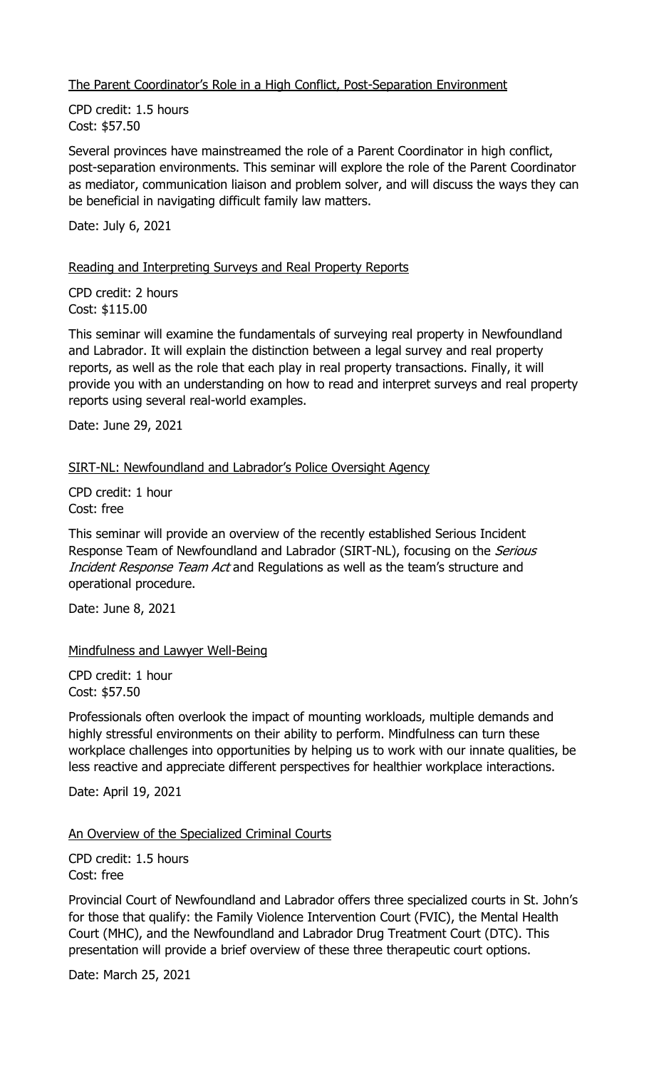<u>The Parent Coordinator's Role in a High Conflict, Post-Separation Environment</u>

CPD credit: 1.5 hours
Cost: $57.50

Several provinces have mainstreamed the role of a Parent Coordinator in high conflict, post-separation environments. This seminar will explore the role of the Parent Coordinator as mediator, communication liaison and problem solver, and will discuss the ways they can be beneficial in navigating difficult family law matters.

Date: July 6, 2021

<u>Reading and Interpreting Surveys and Real Property Reports</u>

CPD credit: 2 hours
Cost: $115.00

This seminar will examine the fundamentals of surveying real property in Newfoundland and Labrador. It will explain the distinction between a legal survey and real property reports, as well as the role that each play in real property transactions. Finally, it will provide you with an understanding on how to read and interpret surveys and real property reports using several real-world examples.

Date: June 29, 2021

<u>SIRT-NL: Newfoundland and Labrador's Police Oversight Agency</u>

CPD credit: 1 hour
Cost: free

This seminar will provide an overview of the recently established Serious Incident Response Team of Newfoundland and Labrador (SIRT-NL), focusing on the *Serious Incident Response Team Act* and Regulations as well as the team's structure and operational procedure.

Date: June 8, 2021

<u>Mindfulness and Lawyer Well-Being</u>

CPD credit: 1 hour
Cost: $57.50

Professionals often overlook the impact of mounting workloads, multiple demands and highly stressful environments on their ability to perform. Mindfulness can turn these workplace challenges into opportunities by helping us to work with our innate qualities, be less reactive and appreciate different perspectives for healthier workplace interactions.

Date: April 19, 2021

<u>An Overview of the Specialized Criminal Courts</u>

CPD credit: 1.5 hours
Cost: free

Provincial Court of Newfoundland and Labrador offers three specialized courts in St. John's for those that qualify: the Family Violence Intervention Court (FVIC), the Mental Health Court (MHC), and the Newfoundland and Labrador Drug Treatment Court (DTC). This presentation will provide a brief overview of these three therapeutic court options.

Date: March 25, 2021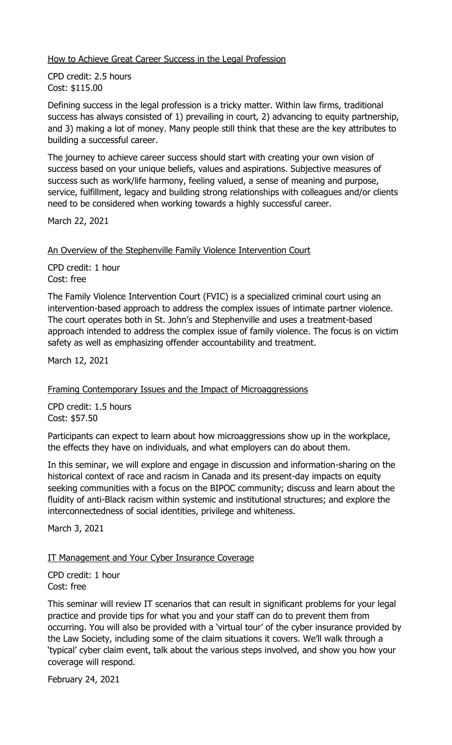<u>How to Achieve Great Career Success in the Legal Profession</u>

CPD credit: 2.5 hours
Cost: $115.00

Defining success in the legal profession is a tricky matter. Within law firms, traditional success has always consisted of 1) prevailing in court, 2) advancing to equity partnership, and 3) making a lot of money. Many people still think that these are the key attributes to building a successful career.

The journey to achieve career success should start with creating your own vision of success based on your unique beliefs, values and aspirations. Subjective measures of success such as work/life harmony, feeling valued, a sense of meaning and purpose, service, fulfillment, legacy and building strong relationships with colleagues and/or clients need to be considered when working towards a highly successful career.

March 22, 2021

<u>An Overview of the Stephenville Family Violence Intervention Court</u>

CPD credit: 1 hour
Cost: free

The Family Violence Intervention Court (FVIC) is a specialized criminal court using an intervention-based approach to address the complex issues of intimate partner violence. The court operates both in St. John's and Stephenville and uses a treatment-based approach intended to address the complex issue of family violence. The focus is on victim safety as well as emphasizing offender accountability and treatment.

March 12, 2021

<u>Framing Contemporary Issues and the Impact of Microaggressions</u>

CPD credit: 1.5 hours
Cost: $57.50

Participants can expect to learn about how microaggressions show up in the workplace, the effects they have on individuals, and what employers can do about them.

In this seminar, we will explore and engage in discussion and information-sharing on the historical context of race and racism in Canada and its present-day impacts on equity seeking communities with a focus on the BIPOC community; discuss and learn about the fluidity of anti-Black racism within systemic and institutional structures; and explore the interconnectedness of social identities, privilege and whiteness.

March 3, 2021

<u>IT Management and Your Cyber Insurance Coverage</u>

CPD credit: 1 hour
Cost: free

This seminar will review IT scenarios that can result in significant problems for your legal practice and provide tips for what you and your staff can do to prevent them from occurring. You will also be provided with a 'virtual tour' of the cyber insurance provided by the Law Society, including some of the claim situations it covers. We'll walk through a 'typical' cyber claim event, talk about the various steps involved, and show you how your coverage will respond.

February 24, 2021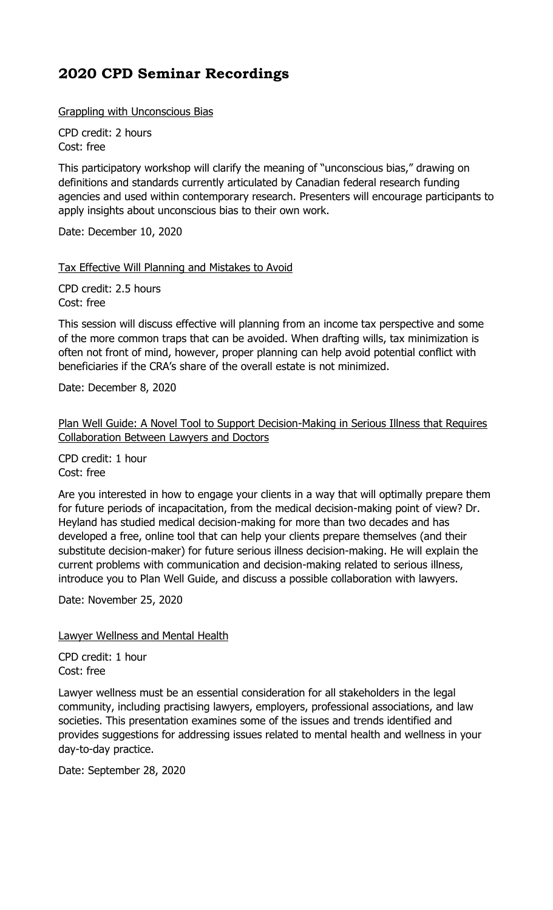# 2020 CPD Seminar Recordings

Grappling with Unconscious Bias

CPD credit: 2 hours
Cost: free

This participatory workshop will clarify the meaning of "unconscious bias," drawing on definitions and standards currently articulated by Canadian federal research funding agencies and used within contemporary research. Presenters will encourage participants to apply insights about unconscious bias to their own work.

Date: December 10, 2020

Tax Effective Will Planning and Mistakes to Avoid

CPD credit: 2.5 hours
Cost: free

This session will discuss effective will planning from an income tax perspective and some of the more common traps that can be avoided. When drafting wills, tax minimization is often not front of mind, however, proper planning can help avoid potential conflict with beneficiaries if the CRA's share of the overall estate is not minimized.

Date: December 8, 2020

Plan Well Guide: A Novel Tool to Support Decision-Making in Serious Illness that Requires Collaboration Between Lawyers and Doctors

CPD credit: 1 hour
Cost: free

Are you interested in how to engage your clients in a way that will optimally prepare them for future periods of incapacitation, from the medical decision-making point of view? Dr. Heyland has studied medical decision-making for more than two decades and has developed a free, online tool that can help your clients prepare themselves (and their substitute decision-maker) for future serious illness decision-making. He will explain the current problems with communication and decision-making related to serious illness, introduce you to Plan Well Guide, and discuss a possible collaboration with lawyers.

Date: November 25, 2020

Lawyer Wellness and Mental Health

CPD credit: 1 hour
Cost: free

Lawyer wellness must be an essential consideration for all stakeholders in the legal community, including practising lawyers, employers, professional associations, and law societies. This presentation examines some of the issues and trends identified and provides suggestions for addressing issues related to mental health and wellness in your day-to-day practice.

Date: September 28, 2020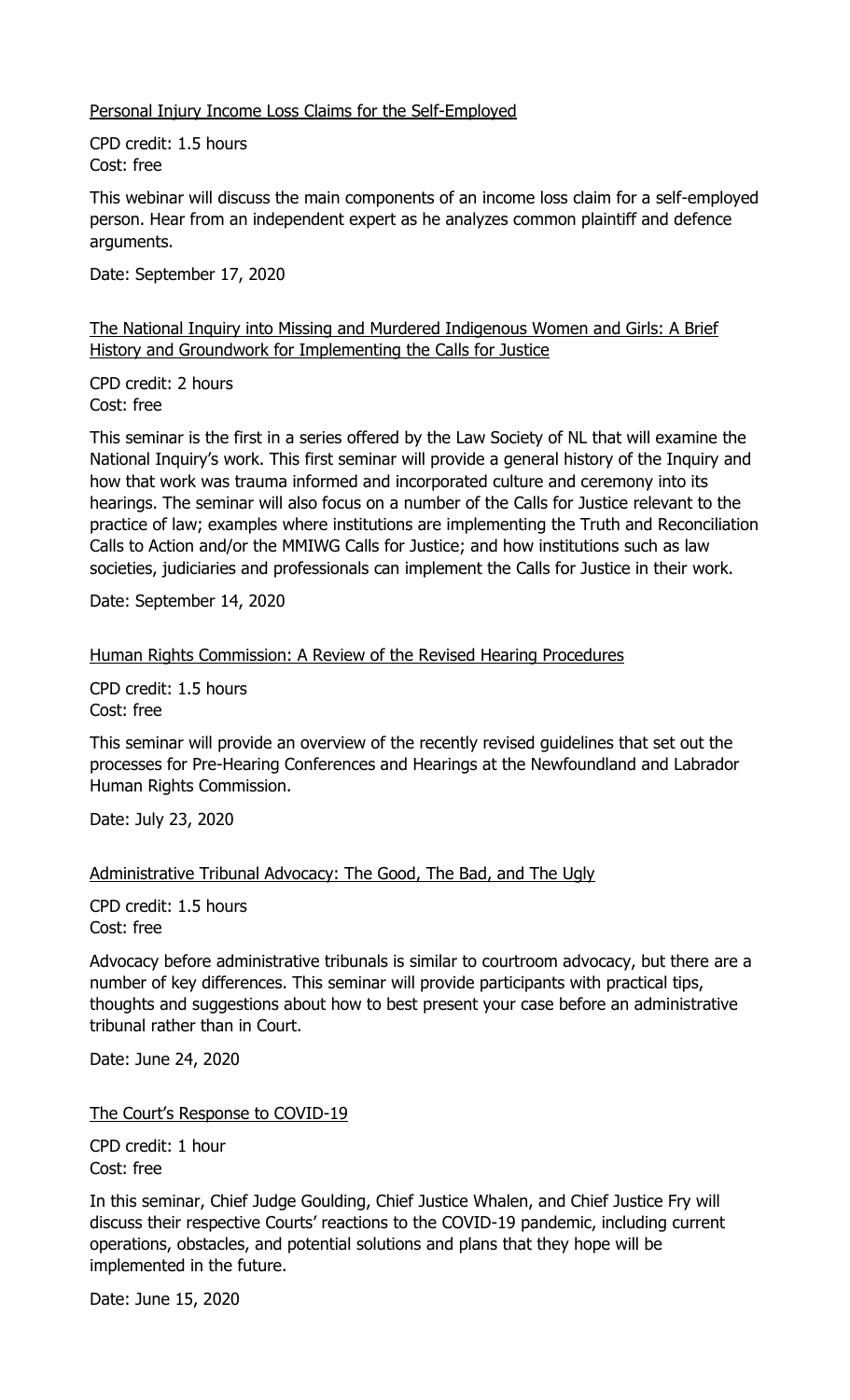Personal Injury Income Loss Claims for the Self-Employed

CPD credit: 1.5 hours
Cost: free

This webinar will discuss the main components of an income loss claim for a self-employed person. Hear from an independent expert as he analyzes common plaintiff and defence arguments.

Date: September 17, 2020

The National Inquiry into Missing and Murdered Indigenous Women and Girls: A Brief History and Groundwork for Implementing the Calls for Justice

CPD credit: 2 hours
Cost: free

This seminar is the first in a series offered by the Law Society of NL that will examine the National Inquiry's work. This first seminar will provide a general history of the Inquiry and how that work was trauma informed and incorporated culture and ceremony into its hearings. The seminar will also focus on a number of the Calls for Justice relevant to the practice of law; examples where institutions are implementing the Truth and Reconciliation Calls to Action and/or the MMIWG Calls for Justice; and how institutions such as law societies, judiciaries and professionals can implement the Calls for Justice in their work.

Date: September 14, 2020

Human Rights Commission: A Review of the Revised Hearing Procedures

CPD credit: 1.5 hours
Cost: free

This seminar will provide an overview of the recently revised guidelines that set out the processes for Pre-Hearing Conferences and Hearings at the Newfoundland and Labrador Human Rights Commission.

Date: July 23, 2020

Administrative Tribunal Advocacy: The Good, The Bad, and The Ugly

CPD credit: 1.5 hours
Cost: free

Advocacy before administrative tribunals is similar to courtroom advocacy, but there are a number of key differences. This seminar will provide participants with practical tips, thoughts and suggestions about how to best present your case before an administrative tribunal rather than in Court.

Date: June 24, 2020

The Court's Response to COVID-19

CPD credit: 1 hour
Cost: free

In this seminar, Chief Judge Goulding, Chief Justice Whalen, and Chief Justice Fry will discuss their respective Courts' reactions to the COVID-19 pandemic, including current operations, obstacles, and potential solutions and plans that they hope will be implemented in the future.

Date: June 15, 2020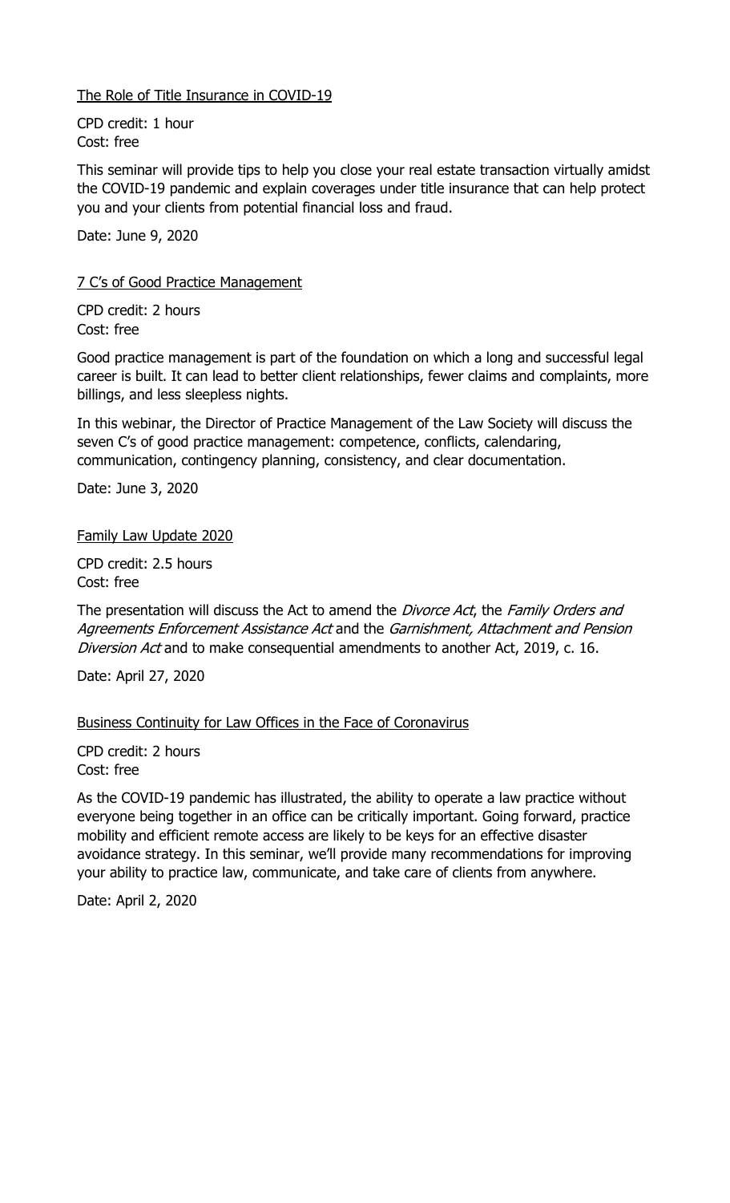The Role of Title Insurance in COVID-19

CPD credit: 1 hour
Cost: free

This seminar will provide tips to help you close your real estate transaction virtually amidst the COVID-19 pandemic and explain coverages under title insurance that can help protect you and your clients from potential financial loss and fraud.

Date: June 9, 2020

7 C's of Good Practice Management

CPD credit: 2 hours
Cost: free

Good practice management is part of the foundation on which a long and successful legal career is built. It can lead to better client relationships, fewer claims and complaints, more billings, and less sleepless nights.

In this webinar, the Director of Practice Management of the Law Society will discuss the seven C's of good practice management: competence, conflicts, calendaring, communication, contingency planning, consistency, and clear documentation.

Date: June 3, 2020

Family Law Update 2020

CPD credit: 2.5 hours
Cost: free

The presentation will discuss the Act to amend the *Divorce Act*, the *Family Orders and Agreements Enforcement Assistance Act* and the *Garnishment, Attachment and Pension Diversion Act* and to make consequential amendments to another Act, 2019, c. 16.

Date: April 27, 2020

Business Continuity for Law Offices in the Face of Coronavirus

CPD credit: 2 hours
Cost: free

As the COVID-19 pandemic has illustrated, the ability to operate a law practice without everyone being together in an office can be critically important. Going forward, practice mobility and efficient remote access are likely to be keys for an effective disaster avoidance strategy. In this seminar, we'll provide many recommendations for improving your ability to practice law, communicate, and take care of clients from anywhere.

Date: April 2, 2020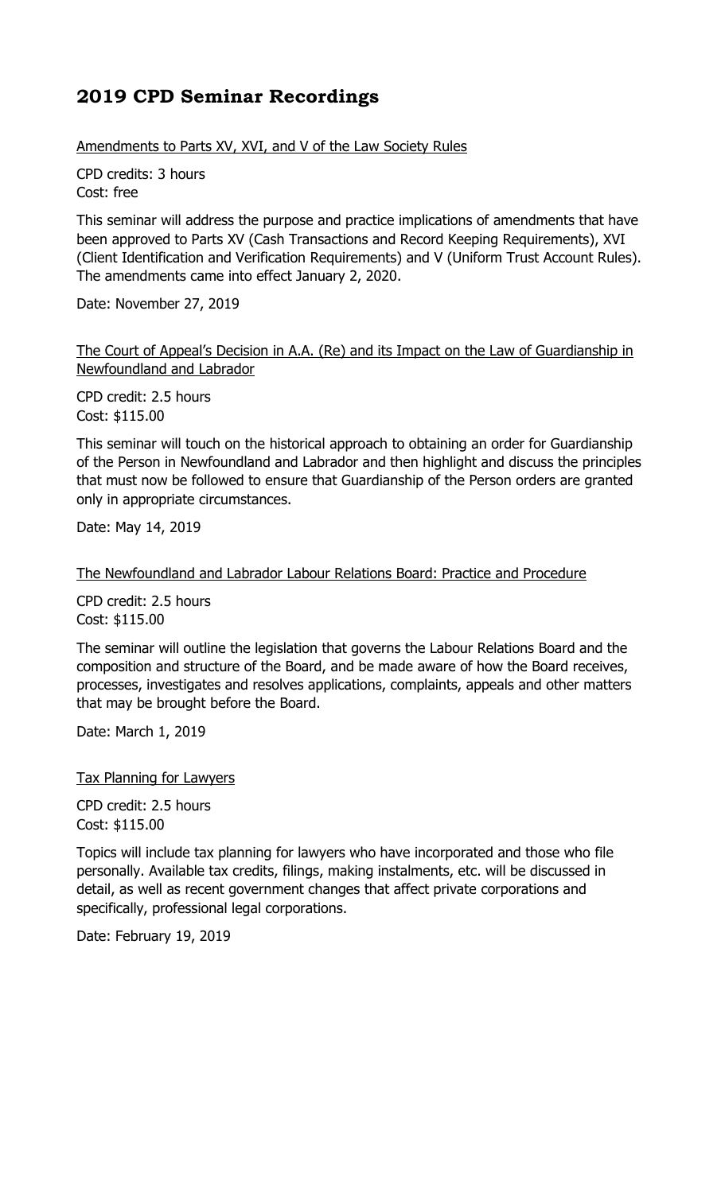# 2019 CPD Seminar Recordings

Amendments to Parts XV, XVI, and V of the Law Society Rules

CPD credits: 3 hours
Cost: free

This seminar will address the purpose and practice implications of amendments that have been approved to Parts XV (Cash Transactions and Record Keeping Requirements), XVI (Client Identification and Verification Requirements) and V (Uniform Trust Account Rules). The amendments came into effect January 2, 2020.

Date: November 27, 2019

The Court of Appeal's Decision in A.A. (Re) and its Impact on the Law of Guardianship in Newfoundland and Labrador

CPD credit: 2.5 hours
Cost: $115.00

This seminar will touch on the historical approach to obtaining an order for Guardianship of the Person in Newfoundland and Labrador and then highlight and discuss the principles that must now be followed to ensure that Guardianship of the Person orders are granted only in appropriate circumstances.

Date: May 14, 2019

The Newfoundland and Labrador Labour Relations Board: Practice and Procedure

CPD credit: 2.5 hours
Cost: $115.00

The seminar will outline the legislation that governs the Labour Relations Board and the composition and structure of the Board, and be made aware of how the Board receives, processes, investigates and resolves applications, complaints, appeals and other matters that may be brought before the Board.

Date: March 1, 2019

Tax Planning for Lawyers

CPD credit: 2.5 hours
Cost: $115.00

Topics will include tax planning for lawyers who have incorporated and those who file personally. Available tax credits, filings, making instalments, etc. will be discussed in detail, as well as recent government changes that affect private corporations and specifically, professional legal corporations.

Date: February 19, 2019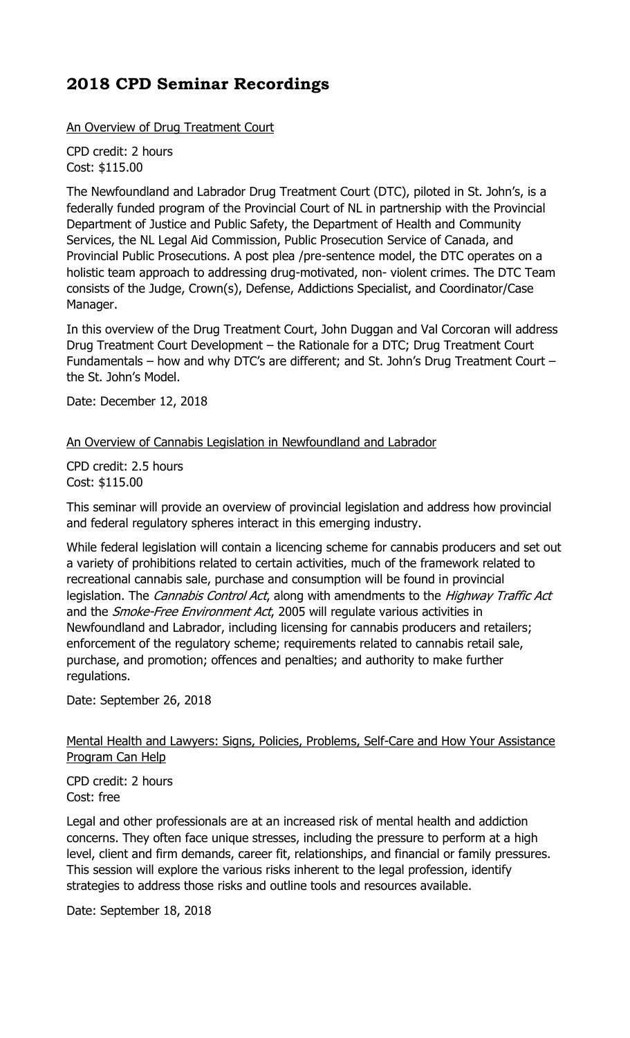# 2018 CPD Seminar Recordings

An Overview of Drug Treatment Court

CPD credit: 2 hours
Cost: $115.00

The Newfoundland and Labrador Drug Treatment Court (DTC), piloted in St. John's, is a federally funded program of the Provincial Court of NL in partnership with the Provincial Department of Justice and Public Safety, the Department of Health and Community Services, the NL Legal Aid Commission, Public Prosecution Service of Canada, and Provincial Public Prosecutions. A post plea /pre-sentence model, the DTC operates on a holistic team approach to addressing drug-motivated, non- violent crimes. The DTC Team consists of the Judge, Crown(s), Defense, Addictions Specialist, and Coordinator/Case Manager.

In this overview of the Drug Treatment Court, John Duggan and Val Corcoran will address Drug Treatment Court Development – the Rationale for a DTC; Drug Treatment Court Fundamentals – how and why DTC's are different; and St. John's Drug Treatment Court – the St. John's Model.

Date: December 12, 2018

An Overview of Cannabis Legislation in Newfoundland and Labrador

CPD credit: 2.5 hours
Cost: $115.00

This seminar will provide an overview of provincial legislation and address how provincial and federal regulatory spheres interact in this emerging industry.

While federal legislation will contain a licencing scheme for cannabis producers and set out a variety of prohibitions related to certain activities, much of the framework related to recreational cannabis sale, purchase and consumption will be found in provincial legislation. The *Cannabis Control Act*, along with amendments to the *Highway Traffic Act* and the *Smoke-Free Environment Act*, 2005 will regulate various activities in Newfoundland and Labrador, including licensing for cannabis producers and retailers; enforcement of the regulatory scheme; requirements related to cannabis retail sale, purchase, and promotion; offences and penalties; and authority to make further regulations.

Date: September 26, 2018

Mental Health and Lawyers: Signs, Policies, Problems, Self-Care and How Your Assistance Program Can Help

CPD credit: 2 hours
Cost: free

Legal and other professionals are at an increased risk of mental health and addiction concerns. They often face unique stresses, including the pressure to perform at a high level, client and firm demands, career fit, relationships, and financial or family pressures. This session will explore the various risks inherent to the legal profession, identify strategies to address those risks and outline tools and resources available.

Date: September 18, 2018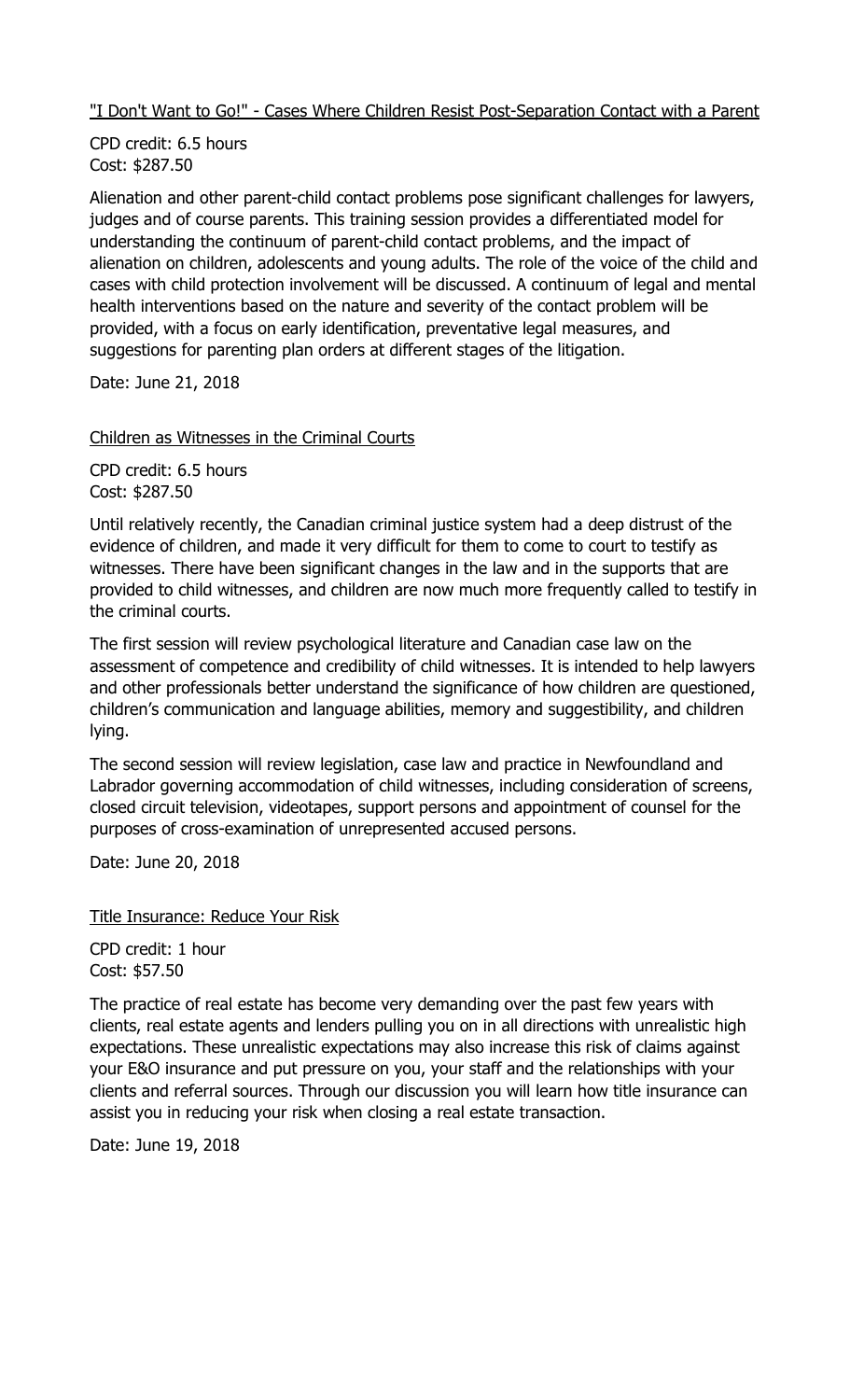"I Don't Want to Go!" - Cases Where Children Resist Post-Separation Contact with a Parent

CPD credit: 6.5 hours
Cost: $287.50

Alienation and other parent-child contact problems pose significant challenges for lawyers, judges and of course parents. This training session provides a differentiated model for understanding the continuum of parent-child contact problems, and the impact of alienation on children, adolescents and young adults. The role of the voice of the child and cases with child protection involvement will be discussed. A continuum of legal and mental health interventions based on the nature and severity of the contact problem will be provided, with a focus on early identification, preventative legal measures, and suggestions for parenting plan orders at different stages of the litigation.

Date: June 21, 2018

Children as Witnesses in the Criminal Courts

CPD credit: 6.5 hours
Cost: $287.50

Until relatively recently, the Canadian criminal justice system had a deep distrust of the evidence of children, and made it very difficult for them to come to court to testify as witnesses. There have been significant changes in the law and in the supports that are provided to child witnesses, and children are now much more frequently called to testify in the criminal courts.

The first session will review psychological literature and Canadian case law on the assessment of competence and credibility of child witnesses. It is intended to help lawyers and other professionals better understand the significance of how children are questioned, children's communication and language abilities, memory and suggestibility, and children lying.

The second session will review legislation, case law and practice in Newfoundland and Labrador governing accommodation of child witnesses, including consideration of screens, closed circuit television, videotapes, support persons and appointment of counsel for the purposes of cross-examination of unrepresented accused persons.

Date: June 20, 2018

Title Insurance: Reduce Your Risk

CPD credit: 1 hour
Cost: $57.50

The practice of real estate has become very demanding over the past few years with clients, real estate agents and lenders pulling you on in all directions with unrealistic high expectations. These unrealistic expectations may also increase this risk of claims against your E&O insurance and put pressure on you, your staff and the relationships with your clients and referral sources. Through our discussion you will learn how title insurance can assist you in reducing your risk when closing a real estate transaction.

Date: June 19, 2018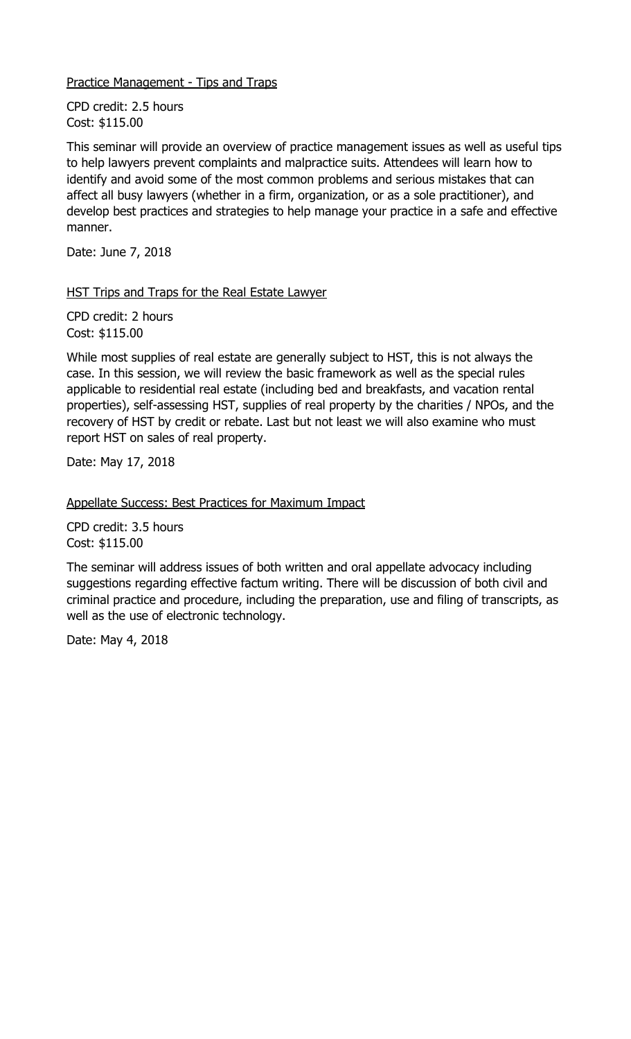Practice Management - Tips and Traps

CPD credit: 2.5 hours
Cost: $115.00

This seminar will provide an overview of practice management issues as well as useful tips to help lawyers prevent complaints and malpractice suits. Attendees will learn how to identify and avoid some of the most common problems and serious mistakes that can affect all busy lawyers (whether in a firm, organization, or as a sole practitioner), and develop best practices and strategies to help manage your practice in a safe and effective manner.

Date: June 7, 2018

HST Trips and Traps for the Real Estate Lawyer

CPD credit: 2 hours
Cost: $115.00

While most supplies of real estate are generally subject to HST, this is not always the case. In this session, we will review the basic framework as well as the special rules applicable to residential real estate (including bed and breakfasts, and vacation rental properties), self-assessing HST, supplies of real property by the charities / NPOs, and the recovery of HST by credit or rebate. Last but not least we will also examine who must report HST on sales of real property.

Date: May 17, 2018

Appellate Success: Best Practices for Maximum Impact

CPD credit: 3.5 hours
Cost: $115.00

The seminar will address issues of both written and oral appellate advocacy including suggestions regarding effective factum writing. There will be discussion of both civil and criminal practice and procedure, including the preparation, use and filing of transcripts, as well as the use of electronic technology.

Date: May 4, 2018